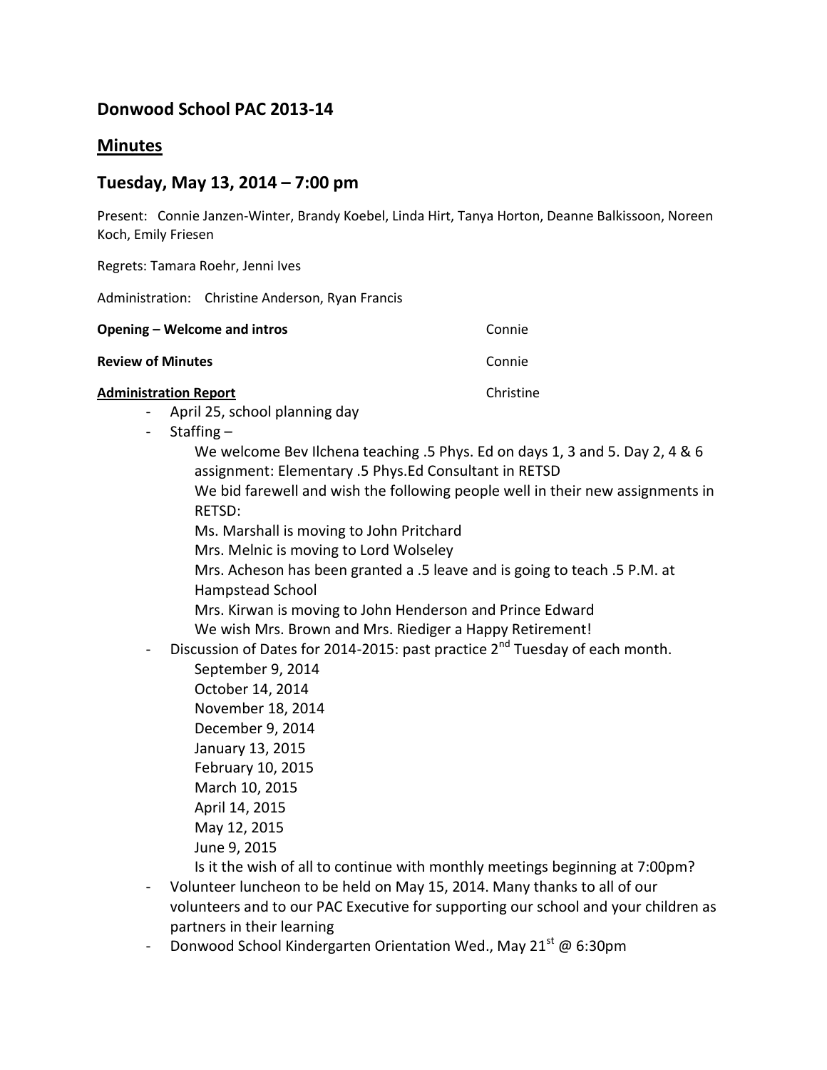## Donwood School PAC 2013-14

## Minutes

## Tuesday, May 13, 2014 – 7:00 pm

Present: Connie Janzen-Winter, Brandy Koebel, Linda Hirt, Tanya Horton, Deanne Balkissoon, Noreen Koch, Emily Friesen

Regrets: Tamara Roehr, Jenni Ives

Administration: Christine Anderson, Ryan Francis

**Opening – Welcome and intros** Connie

**Review of Minutes** Connie

**Administration Report** Christine

- April 25, school planning day
- Staffing –
  We welcome Bev Ilchena teaching .5 Phys. Ed on days 1, 3 and 5. Day 2, 4 & 6 assignment: Elementary .5 Phys.Ed Consultant in RETSD
  We bid farewell and wish the following people well in their new assignments in RETSD:
  Ms. Marshall is moving to John Pritchard
  Mrs. Melnic is moving to Lord Wolseley
  Mrs. Acheson has been granted a .5 leave and is going to teach .5 P.M. at Hampstead School
  Mrs. Kirwan is moving to John Henderson and Prince Edward
  We wish Mrs. Brown and Mrs. Riediger a Happy Retirement!
- Discussion of Dates for 2014-2015: past practice 2nd Tuesday of each month.
  September 9, 2014
  October 14, 2014
  November 18, 2014
  December 9, 2014
  January 13, 2015
  February 10, 2015
  March 10, 2015
  April 14, 2015
  May 12, 2015
  June 9, 2015
  Is it the wish of all to continue with monthly meetings beginning at 7:00pm?
- Volunteer luncheon to be held on May 15, 2014. Many thanks to all of our volunteers and to our PAC Executive for supporting our school and your children as partners in their learning
- Donwood School Kindergarten Orientation Wed., May 21st @ 6:30pm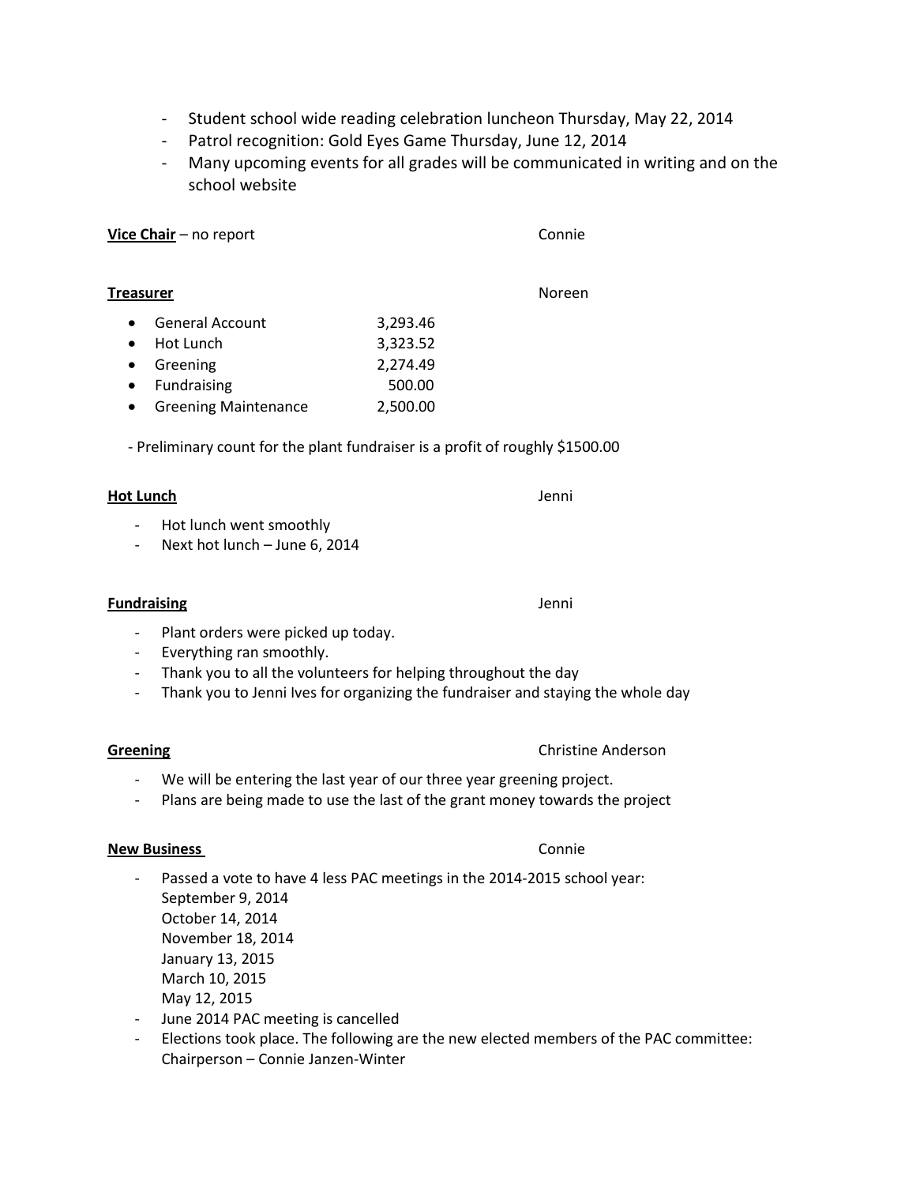- Student school wide reading celebration luncheon Thursday, May 22, 2014
- Patrol recognition: Gold Eyes Game Thursday, June 12, 2014
- Many upcoming events for all grades will be communicated in writing and on the school website

**Vice Chair** – no report — Connie

**Treasurer** — Noreen

- General Account 3,293.46
- Hot Lunch 3,323.52
- Greening 2,274.49
- Fundraising 500.00
- Greening Maintenance 2,500.00

- Preliminary count for the plant fundraiser is a profit of roughly $1500.00

**Hot Lunch** — Jenni

- Hot lunch went smoothly
- Next hot lunch – June 6, 2014

**Fundraising** — Jenni

- Plant orders were picked up today.
- Everything ran smoothly.
- Thank you to all the volunteers for helping throughout the day
- Thank you to Jenni Ives for organizing the fundraiser and staying the whole day

**Greening** — Christine Anderson

- We will be entering the last year of our three year greening project.
- Plans are being made to use the last of the grant money towards the project

**New Business** — Connie

- Passed a vote to have 4 less PAC meetings in the 2014-2015 school year:
  September 9, 2014
  October 14, 2014
  November 18, 2014
  January 13, 2015
  March 10, 2015
  May 12, 2015
- June 2014 PAC meeting is cancelled
- Elections took place. The following are the new elected members of the PAC committee:
  Chairperson – Connie Janzen-Winter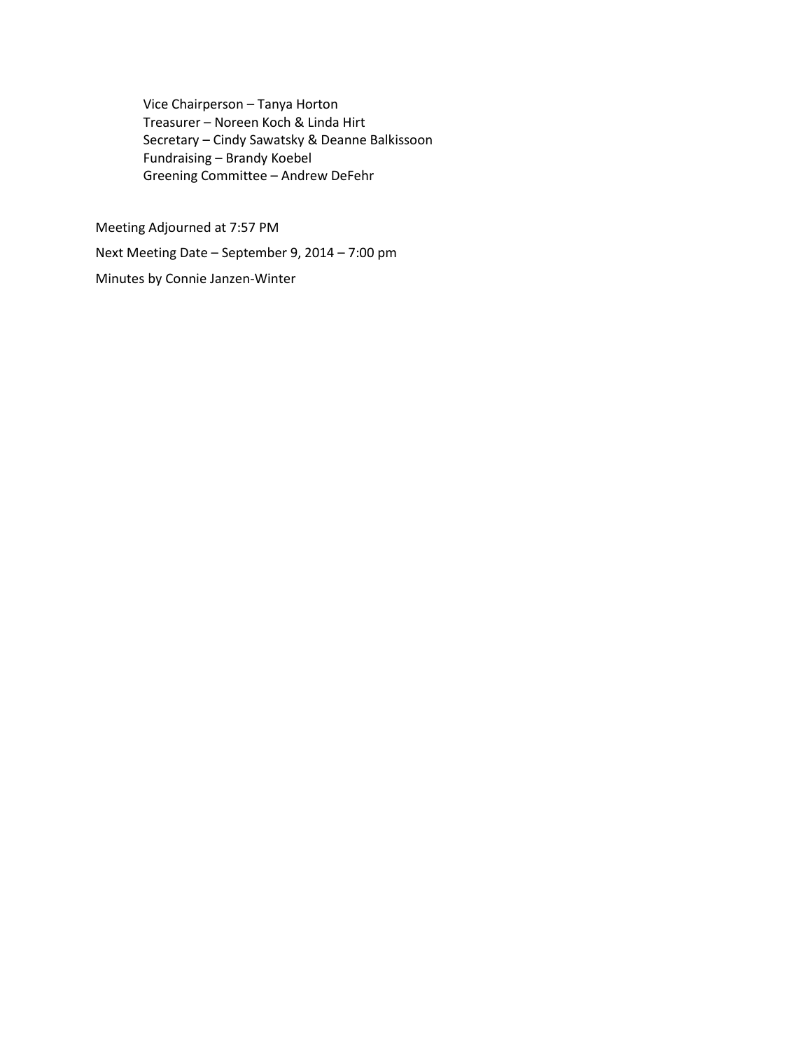Vice Chairperson – Tanya Horton
Treasurer – Noreen Koch & Linda Hirt
Secretary – Cindy Sawatsky & Deanne Balkissoon
Fundraising – Brandy Koebel
Greening Committee – Andrew DeFehr

Meeting Adjourned at 7:57 PM

Next Meeting Date – September 9, 2014 – 7:00 pm

Minutes by Connie Janzen-Winter